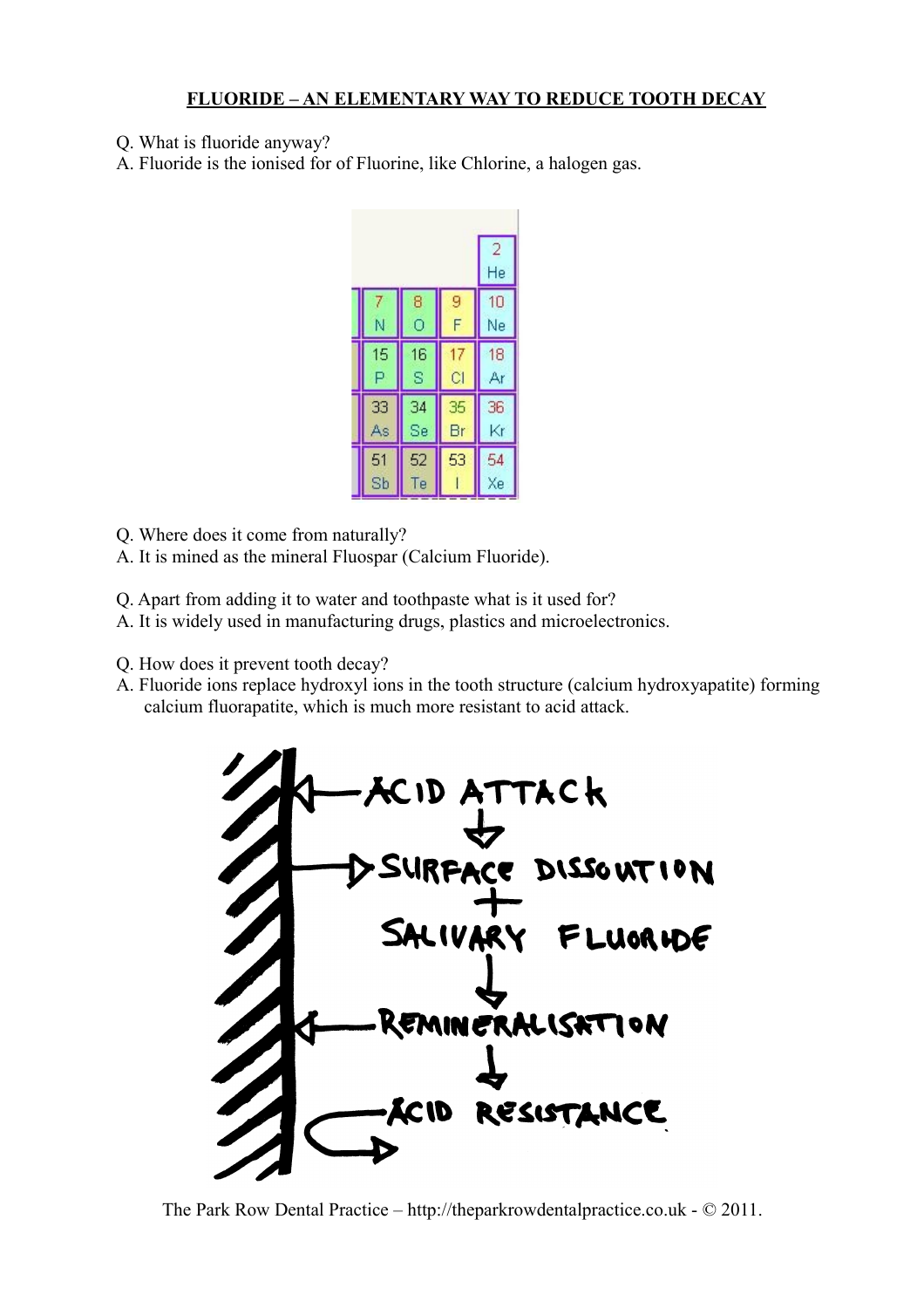# FLUORIDE – AN ELEMENTARY WAY TO REDUCE TOOTH DECAY

Q. What is fluoride anyway?
A. Fluoride is the ionised for of Fluorine, like Chlorine, a halogen gas.

Q. Where does it come from naturally?
A. It is mined as the mineral Fluospar (Calcium Fluoride).

Q. Apart from adding it to water and toothpaste what is it used for?
A. It is widely used in manufacturing drugs, plastics and microelectronics.

Q. How does it prevent tooth decay?
A. Fluoride ions replace hydroxyl ions in the tooth structure (calcium hydroxyapatite) forming calcium fluorapatite, which is much more resistant to acid attack.

The Park Row Dental Practice – http://theparkrowdentalpractice.co.uk - © 2011.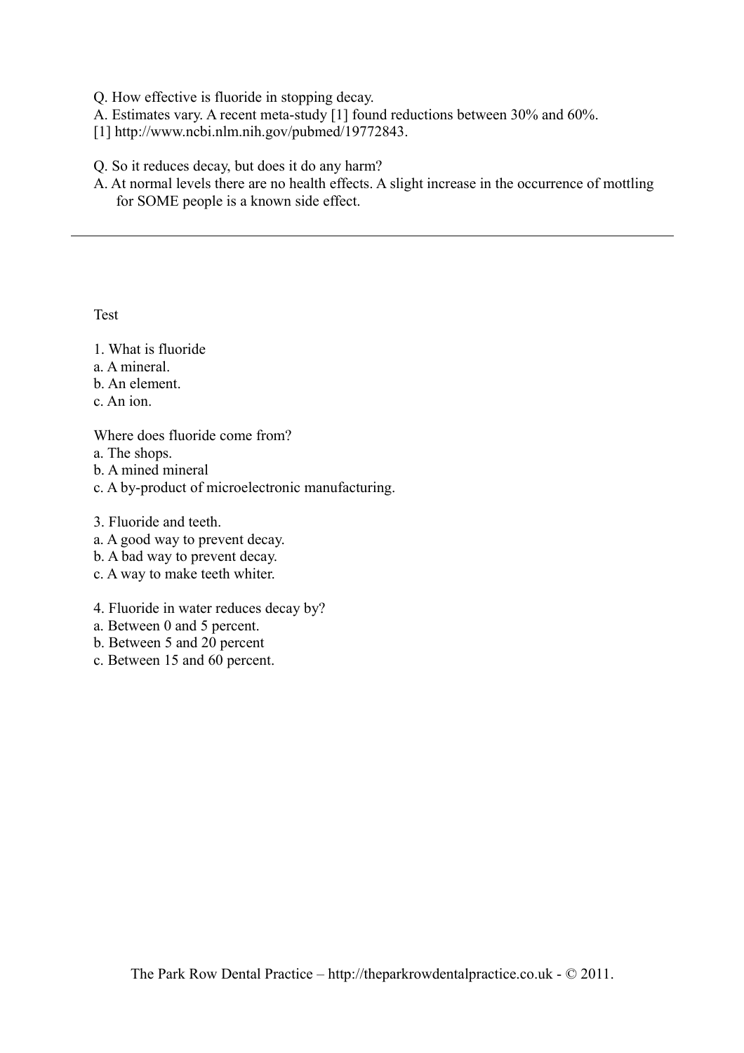Q. How effective is fluoride in stopping decay.

A. Estimates vary. A recent meta-study [1] found reductions between 30% and 60%.

[1] http://www.ncbi.nlm.nih.gov/pubmed/19772843.

Q. So it reduces decay, but does it do any harm?

A. At normal levels there are no health effects. A slight increase in the occurrence of mottling for SOME people is a known side effect.

---

Test

1. What is fluoride

a. A mineral.
b. An element.
c. An ion.

Where does fluoride come from?

a. The shops.
b. A mined mineral
c. A by-product of microelectronic manufacturing.

3. Fluoride and teeth.

a. A good way to prevent decay.
b. A bad way to prevent decay.
c. A way to make teeth whiter.

4. Fluoride in water reduces decay by?

a. Between 0 and 5 percent.
b. Between 5 and 20 percent
c. Between 15 and 60 percent.

The Park Row Dental Practice – http://theparkrowdentalpractice.co.uk - © 2011.